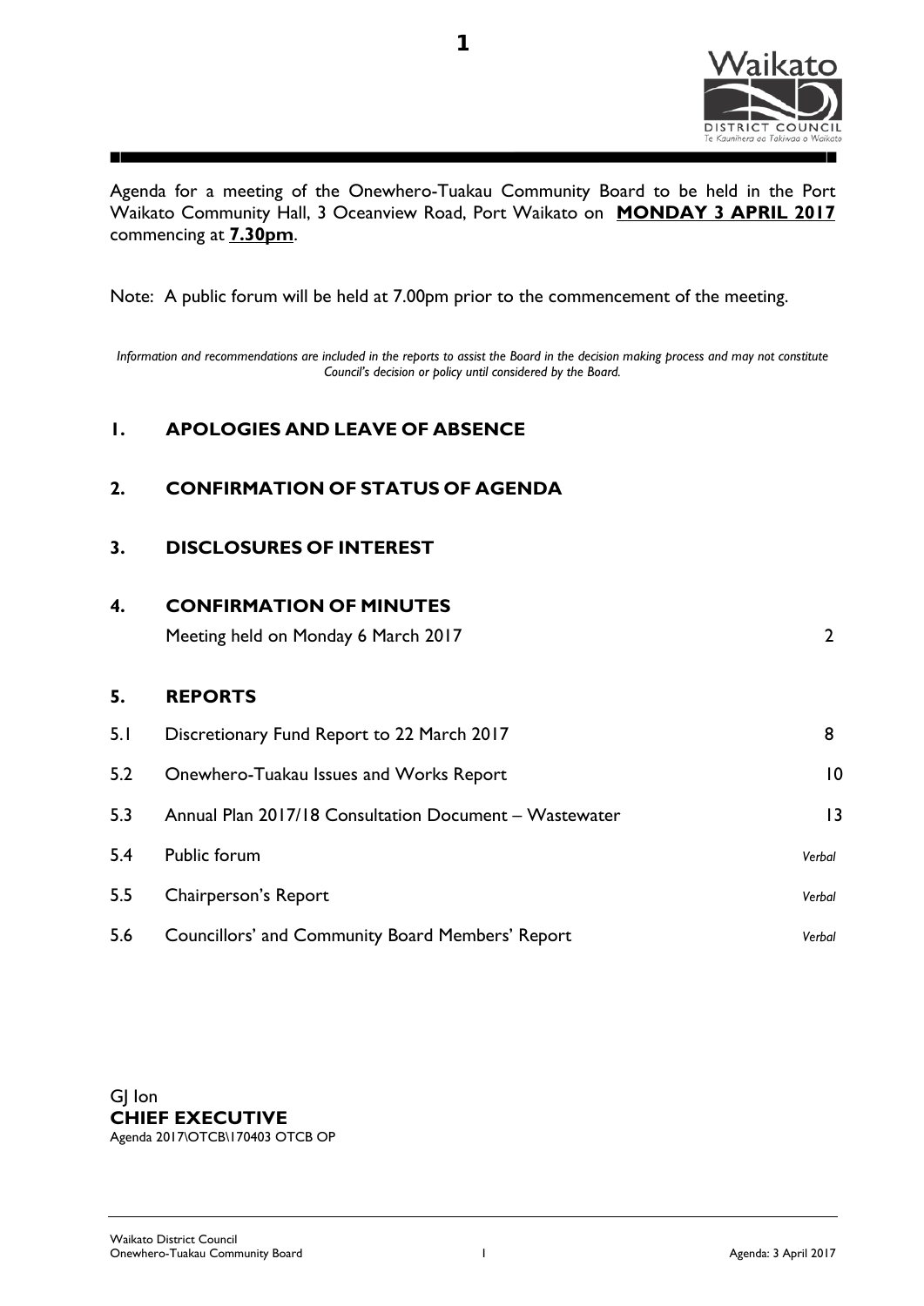Agenda for a meeting of the Onewhero-Tuakau Community Board to be held in the Port Waikato Community Hall, 3 Oceanview Road, Port Waikato on **MONDAY 3 APRIL 2017** commencing at **7.30pm**.

Note: A public forum will be held at 7.00pm prior to the commencement of the meeting.

*Information and recommendations are included in the reports to assist the Board in the decision making process and may not constitute Council's decision or policy until considered by the Board.*

## 1. APOLOGIES AND LEAVE OF ABSENCE

## 2. CONFIRMATION OF STATUS OF AGENDA

## 3. DISCLOSURES OF INTEREST

## 4. CONFIRMATION OF MINUTES

Meeting held on Monday 6 March 2017 — 2

## 5. REPORTS

| | | |
|---|---|---|
| 5.1 | Discretionary Fund Report to 22 March 2017 | 8 |
| 5.2 | Onewhero-Tuakau Issues and Works Report | 10 |
| 5.3 | Annual Plan 2017/18 Consultation Document – Wastewater | 13 |
| 5.4 | Public forum | *Verbal* |
| 5.5 | Chairperson's Report | *Verbal* |
| 5.6 | Councillors' and Community Board Members' Report | *Verbal* |

GJ Ion
**CHIEF EXECUTIVE**
Agenda 2017\OTCB\170403 OTCB OP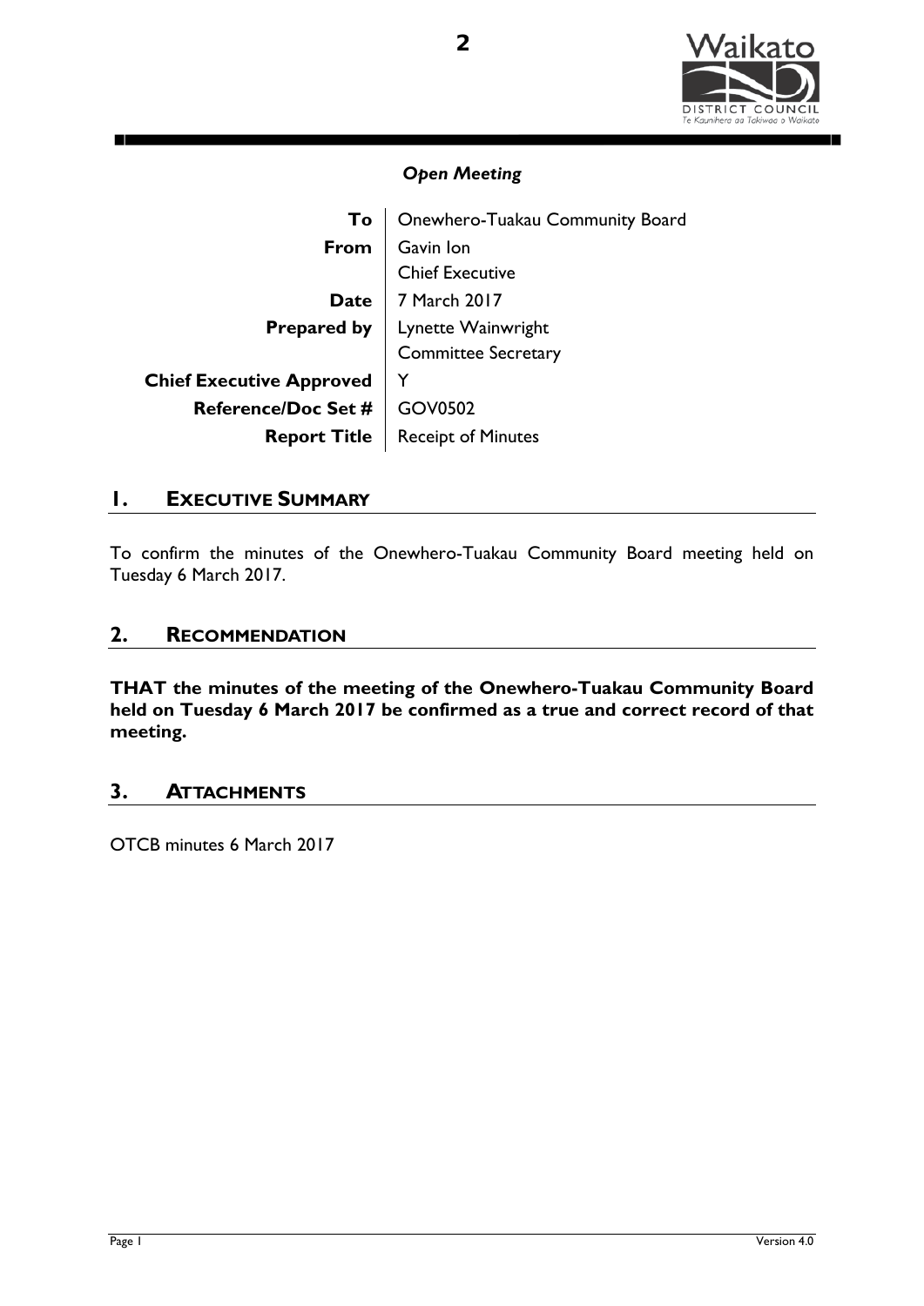*Open Meeting*

| | |
|---|---|
| **To** | Onewhero-Tuakau Community Board |
| **From** | Gavin Ion<br>Chief Executive |
| **Date** | 7 March 2017 |
| **Prepared by** | Lynette Wainwright<br>Committee Secretary |
| **Chief Executive Approved** | Y |
| **Reference/Doc Set #** | GOV0502 |
| **Report Title** | Receipt of Minutes |

## 1. EXECUTIVE SUMMARY

To confirm the minutes of the Onewhero-Tuakau Community Board meeting held on Tuesday 6 March 2017.

## 2. RECOMMENDATION

**THAT the minutes of the meeting of the Onewhero-Tuakau Community Board held on Tuesday 6 March 2017 be confirmed as a true and correct record of that meeting.**

## 3. ATTACHMENTS

OTCB minutes 6 March 2017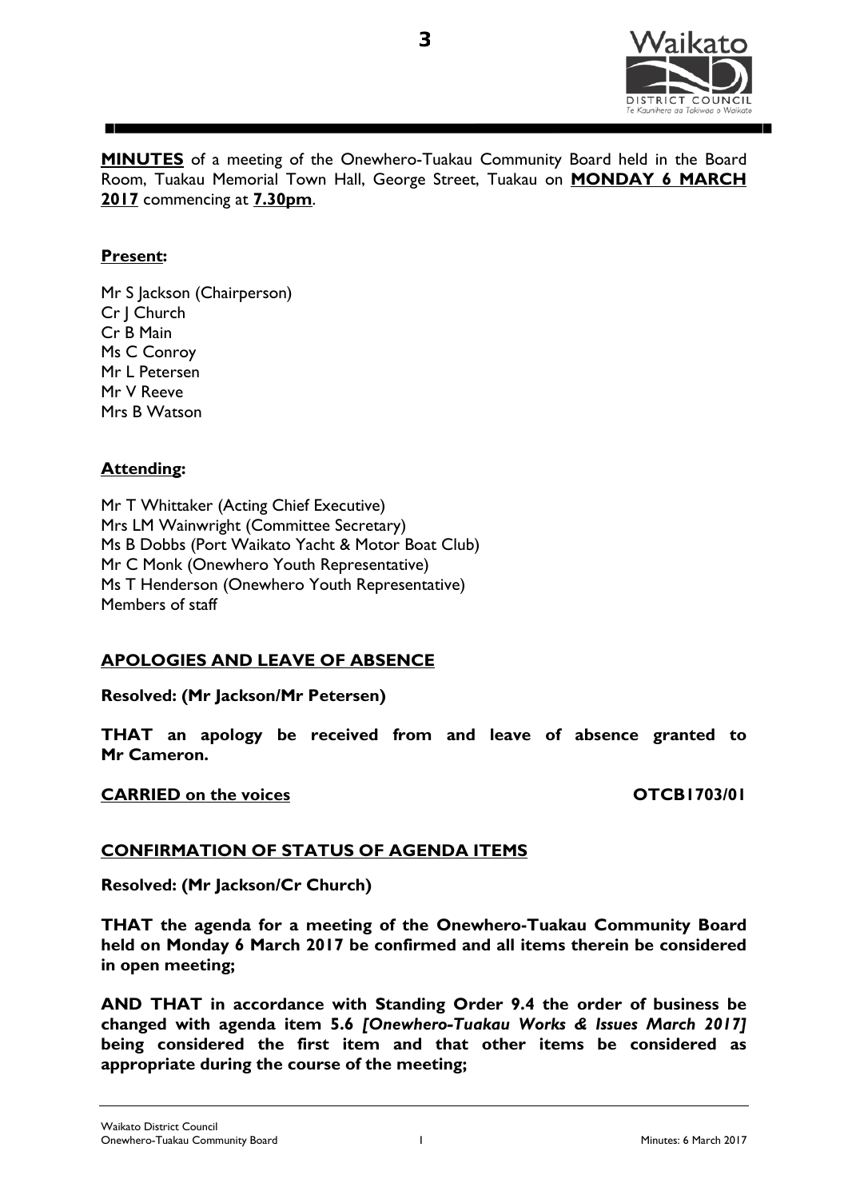**MINUTES** of a meeting of the Onewhero-Tuakau Community Board held in the Board Room, Tuakau Memorial Town Hall, George Street, Tuakau on **MONDAY 6 MARCH 2017** commencing at **7.30pm**.

**Present:**

Mr S Jackson (Chairperson)
Cr J Church
Cr B Main
Ms C Conroy
Mr L Petersen
Mr V Reeve
Mrs B Watson

**Attending:**

Mr T Whittaker (Acting Chief Executive)
Mrs LM Wainwright (Committee Secretary)
Ms B Dobbs (Port Waikato Yacht & Motor Boat Club)
Mr C Monk (Onewhero Youth Representative)
Ms T Henderson (Onewhero Youth Representative)
Members of staff

## APOLOGIES AND LEAVE OF ABSENCE

**Resolved: (Mr Jackson/Mr Petersen)**

**THAT an apology be received from and leave of absence granted to Mr Cameron.**

**CARRIED on the voices** **OTCB1703/01**

## CONFIRMATION OF STATUS OF AGENDA ITEMS

**Resolved: (Mr Jackson/Cr Church)**

**THAT the agenda for a meeting of the Onewhero-Tuakau Community Board held on Monday 6 March 2017 be confirmed and all items therein be considered in open meeting;**

**AND THAT in accordance with Standing Order 9.4 the order of business be changed with agenda item 5.6 *[Onewhero-Tuakau Works & Issues March 2017]* being considered the first item and that other items be considered as appropriate during the course of the meeting;**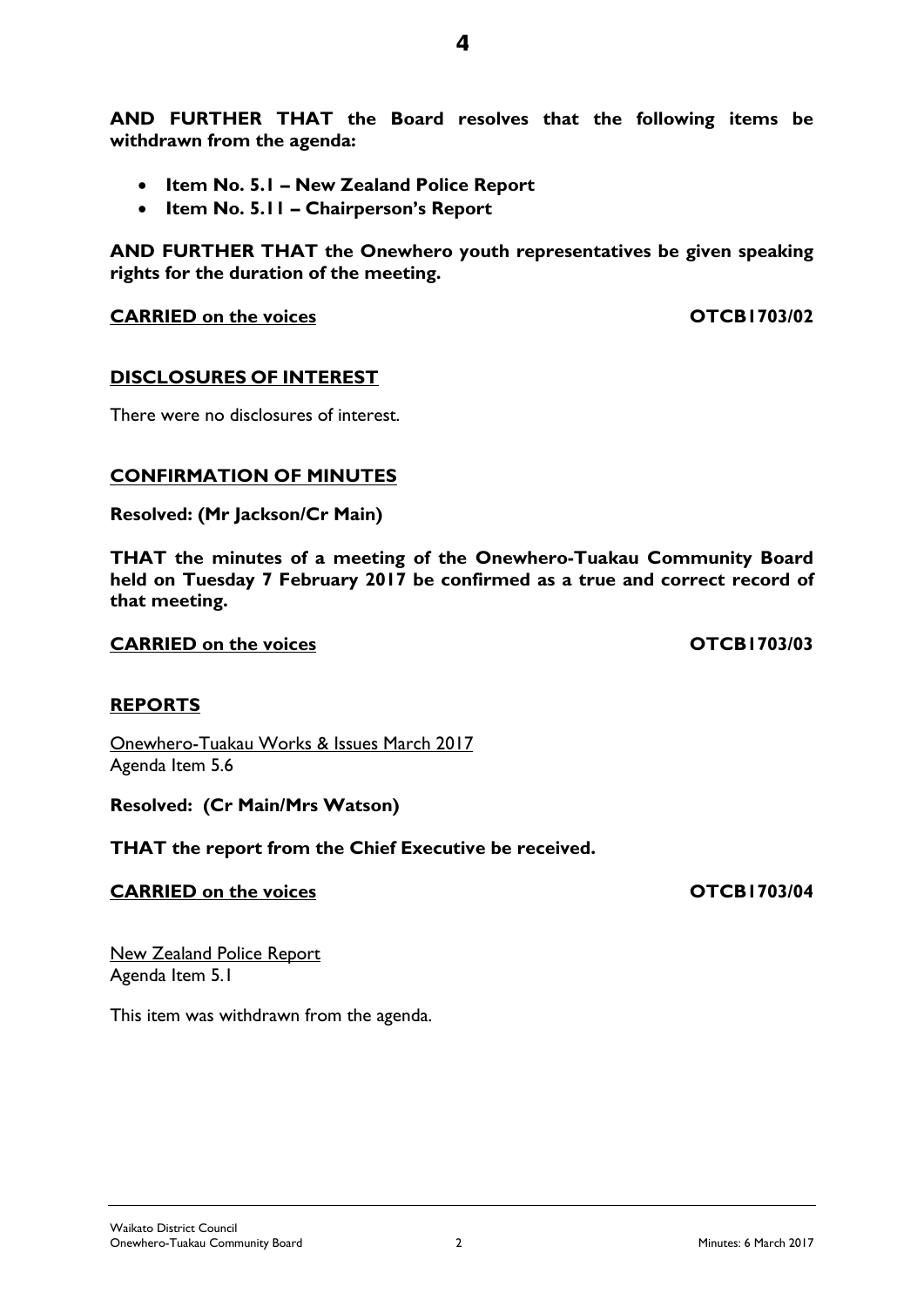**AND FURTHER THAT the Board resolves that the following items be withdrawn from the agenda:**

- **Item No. 5.1 – New Zealand Police Report**
- **Item No. 5.11 – Chairperson's Report**

**AND FURTHER THAT the Onewhero youth representatives be given speaking rights for the duration of the meeting.**

**CARRIED on the voices** **OTCB1703/02**

**DISCLOSURES OF INTEREST**

There were no disclosures of interest.

**CONFIRMATION OF MINUTES**

**Resolved: (Mr Jackson/Cr Main)**

**THAT the minutes of a meeting of the Onewhero-Tuakau Community Board held on Tuesday 7 February 2017 be confirmed as a true and correct record of that meeting.**

**CARRIED on the voices** **OTCB1703/03**

**REPORTS**

Onewhero-Tuakau Works & Issues March 2017
Agenda Item 5.6

**Resolved: (Cr Main/Mrs Watson)**

**THAT the report from the Chief Executive be received.**

**CARRIED on the voices** **OTCB1703/04**

New Zealand Police Report
Agenda Item 5.1

This item was withdrawn from the agenda.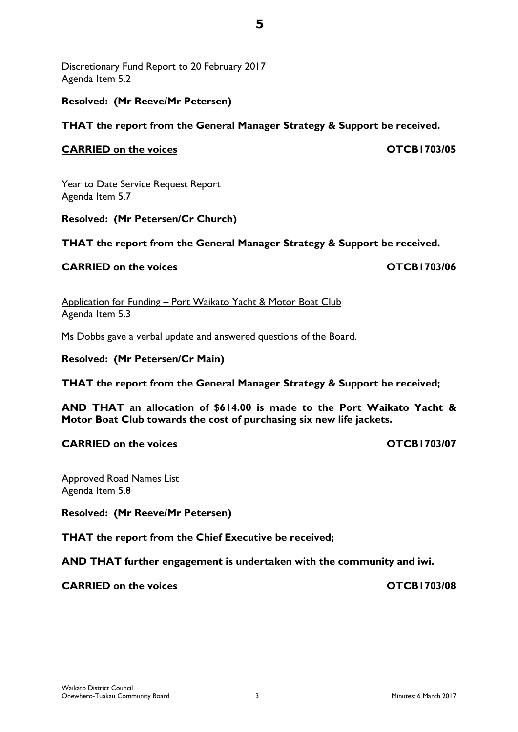<u>Discretionary Fund Report to 20 February 2017</u>
Agenda Item 5.2

**Resolved: (Mr Reeve/Mr Petersen)**

**THAT the report from the General Manager Strategy & Support be received.**

**<u>CARRIED on the voices</u>** **OTCB1703/05**

<u>Year to Date Service Request Report</u>
Agenda Item 5.7

**Resolved: (Mr Petersen/Cr Church)**

**THAT the report from the General Manager Strategy & Support be received.**

**<u>CARRIED on the voices</u>** **OTCB1703/06**

<u>Application for Funding – Port Waikato Yacht & Motor Boat Club</u>
Agenda Item 5.3

Ms Dobbs gave a verbal update and answered questions of the Board.

**Resolved: (Mr Petersen/Cr Main)**

**THAT the report from the General Manager Strategy & Support be received;**

**AND THAT an allocation of $614.00 is made to the Port Waikato Yacht & Motor Boat Club towards the cost of purchasing six new life jackets.**

**<u>CARRIED on the voices</u>** **OTCB1703/07**

<u>Approved Road Names List</u>
Agenda Item 5.8

**Resolved: (Mr Reeve/Mr Petersen)**

**THAT the report from the Chief Executive be received;**

**AND THAT further engagement is undertaken with the community and iwi.**

**<u>CARRIED on the voices</u>** **OTCB1703/08**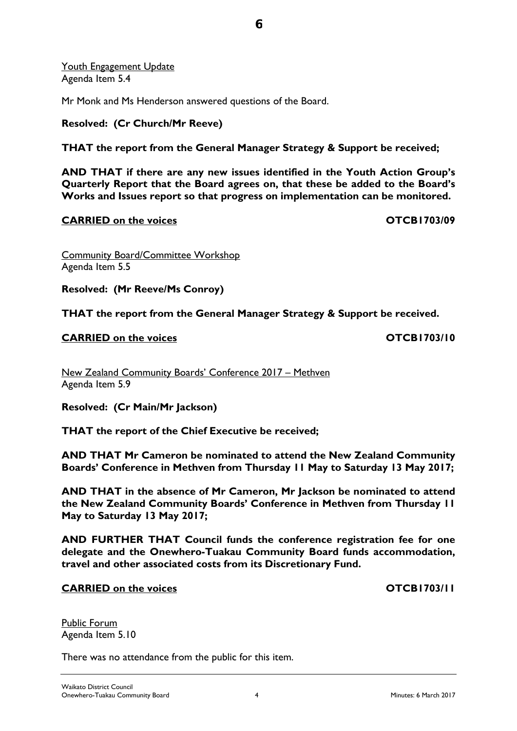Youth Engagement Update
Agenda Item 5.4

Mr Monk and Ms Henderson answered questions of the Board.

**Resolved: (Cr Church/Mr Reeve)**

**THAT the report from the General Manager Strategy & Support be received;**

**AND THAT if there are any new issues identified in the Youth Action Group's Quarterly Report that the Board agrees on, that these be added to the Board's Works and Issues report so that progress on implementation can be monitored.**

**CARRIED on the voices** **OTCB1703/09**

Community Board/Committee Workshop
Agenda Item 5.5

**Resolved: (Mr Reeve/Ms Conroy)**

**THAT the report from the General Manager Strategy & Support be received.**

**CARRIED on the voices** **OTCB1703/10**

New Zealand Community Boards' Conference 2017 – Methven
Agenda Item 5.9

**Resolved: (Cr Main/Mr Jackson)**

**THAT the report of the Chief Executive be received;**

**AND THAT Mr Cameron be nominated to attend the New Zealand Community Boards' Conference in Methven from Thursday 11 May to Saturday 13 May 2017;**

**AND THAT in the absence of Mr Cameron, Mr Jackson be nominated to attend the New Zealand Community Boards' Conference in Methven from Thursday 11 May to Saturday 13 May 2017;**

**AND FURTHER THAT Council funds the conference registration fee for one delegate and the Onewhero-Tuakau Community Board funds accommodation, travel and other associated costs from its Discretionary Fund.**

**CARRIED on the voices** **OTCB1703/11**

Public Forum
Agenda Item 5.10

There was no attendance from the public for this item.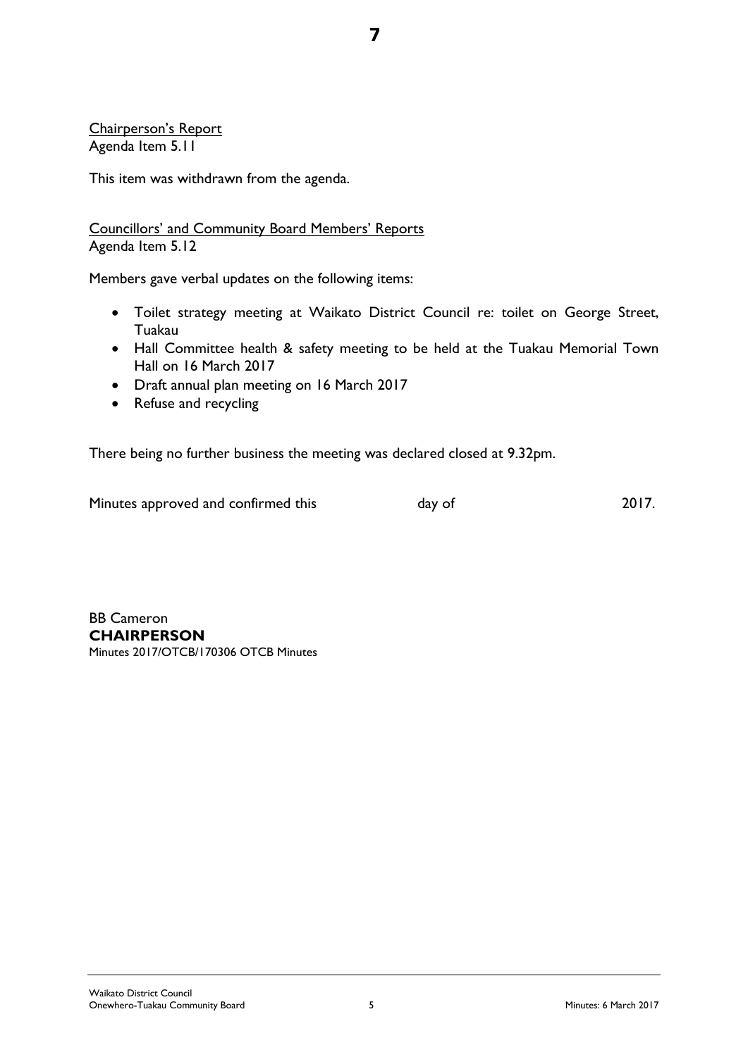<u>Chairperson's Report</u>
Agenda Item 5.11

This item was withdrawn from the agenda.

<u>Councillors' and Community Board Members' Reports</u>
Agenda Item 5.12

Members gave verbal updates on the following items:

- Toilet strategy meeting at Waikato District Council re: toilet on George Street, Tuakau
- Hall Committee health & safety meeting to be held at the Tuakau Memorial Town Hall on 16 March 2017
- Draft annual plan meeting on 16 March 2017
- Refuse and recycling

There being no further business the meeting was declared closed at 9.32pm.

Minutes approved and confirmed this day of 2017.

BB Cameron
**CHAIRPERSON**
Minutes 2017/OTCB/170306 OTCB Minutes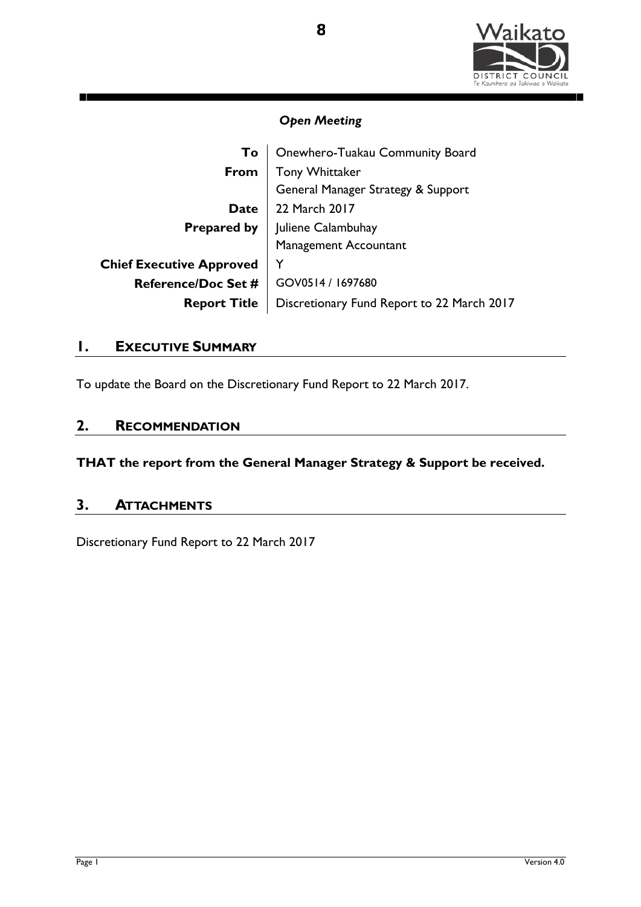*Open Meeting*

| | |
|---|---|
| **To** | Onewhero-Tuakau Community Board |
| **From** | Tony Whittaker<br>General Manager Strategy & Support |
| **Date** | 22 March 2017 |
| **Prepared by** | Juliene Calambuhay<br>Management Accountant |
| **Chief Executive Approved** | Y |
| **Reference/Doc Set #** | GOV0514 / 1697680 |
| **Report Title** | Discretionary Fund Report to 22 March 2017 |

## 1. EXECUTIVE SUMMARY

To update the Board on the Discretionary Fund Report to 22 March 2017.

## 2. RECOMMENDATION

**THAT the report from the General Manager Strategy & Support be received.**

## 3. ATTACHMENTS

Discretionary Fund Report to 22 March 2017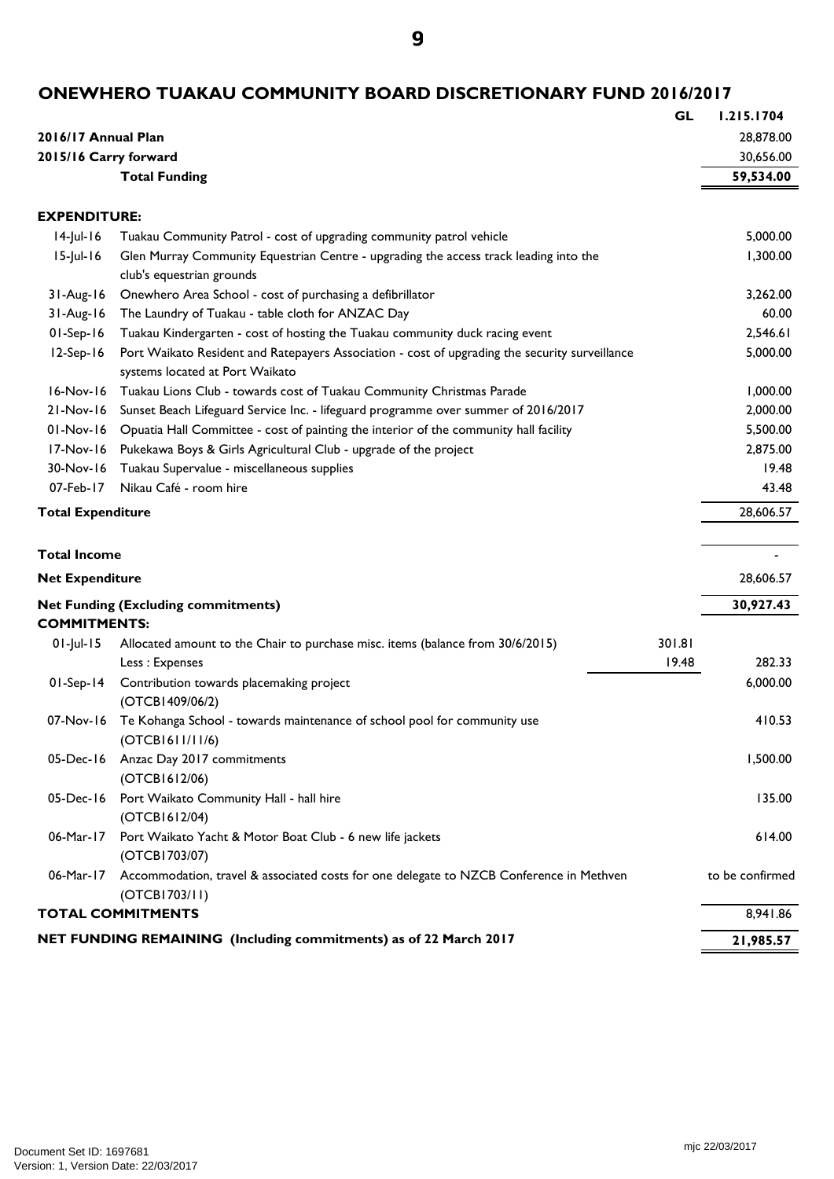## ONEWHERO TUAKAU COMMUNITY BOARD DISCRETIONARY FUND 2016/2017

| | | GL | 1.215.1704 |
|---|---|---|---|
| **2016/17 Annual Plan** | | | 28,878.00 |
| **2015/16 Carry forward** | | | 30,656.00 |
| | **Total Funding** | | **59,534.00** |
| **EXPENDITURE:** | | | |
| 14-Jul-16 | Tuakau Community Patrol - cost of upgrading community patrol vehicle | | 5,000.00 |
| 15-Jul-16 | Glen Murray Community Equestrian Centre - upgrading the access track leading into the club's equestrian grounds | | 1,300.00 |
| 31-Aug-16 | Onewhero Area School - cost of purchasing a defibrillator | | 3,262.00 |
| 31-Aug-16 | The Laundry of Tuakau - table cloth for ANZAC Day | | 60.00 |
| 01-Sep-16 | Tuakau Kindergarten - cost of hosting the Tuakau community duck racing event | | 2,546.61 |
| 12-Sep-16 | Port Waikato Resident and Ratepayers Association - cost of upgrading the security surveillance systems located at Port Waikato | | 5,000.00 |
| 16-Nov-16 | Tuakau Lions Club - towards cost of Tuakau Community Christmas Parade | | 1,000.00 |
| 21-Nov-16 | Sunset Beach Lifeguard Service Inc. - lifeguard programme over summer of 2016/2017 | | 2,000.00 |
| 01-Nov-16 | Opuatia Hall Committee - cost of painting the interior of the community hall facility | | 5,500.00 |
| 17-Nov-16 | Pukekawa Boys & Girls Agricultural Club - upgrade of the project | | 2,875.00 |
| 30-Nov-16 | Tuakau Supervalue - miscellaneous supplies | | 19.48 |
| 07-Feb-17 | Nikau Café - room hire | | 43.48 |
| **Total Expenditure** | | | 28,606.57 |
| **Total Income** | | | - |
| **Net Expenditure** | | | 28,606.57 |
| **Net Funding (Excluding commitments)** | | | **30,927.43** |
| **COMMITMENTS:** | | | |
| 01-Jul-15 | Allocated amount to the Chair to purchase misc. items (balance from 30/6/2015) | 301.81 | |
| | Less : Expenses | 19.48 | 282.33 |
| 01-Sep-14 | Contribution towards placemaking project (OTCB1409/06/2) | | 6,000.00 |
| 07-Nov-16 | Te Kohanga School - towards maintenance of school pool for community use (OTCB1611/11/6) | | 410.53 |
| 05-Dec-16 | Anzac Day 2017 commitments (OTCB1612/06) | | 1,500.00 |
| 05-Dec-16 | Port Waikato Community Hall - hall hire (OTCB1612/04) | | 135.00 |
| 06-Mar-17 | Port Waikato Yacht & Motor Boat Club - 6 new life jackets (OTCB1703/07) | | 614.00 |
| 06-Mar-17 | Accommodation, travel & associated costs for one delegate to NZCB Conference in Methven (OTCB1703/11) | | to be confirmed |
| **TOTAL COMMITMENTS** | | | 8,941.86 |
| **NET FUNDING REMAINING (Including commitments) as of 22 March 2017** | | | **21,985.57** |

Document Set ID: 1697681
Version: 1, Version Date: 22/03/2017

mjc 22/03/2017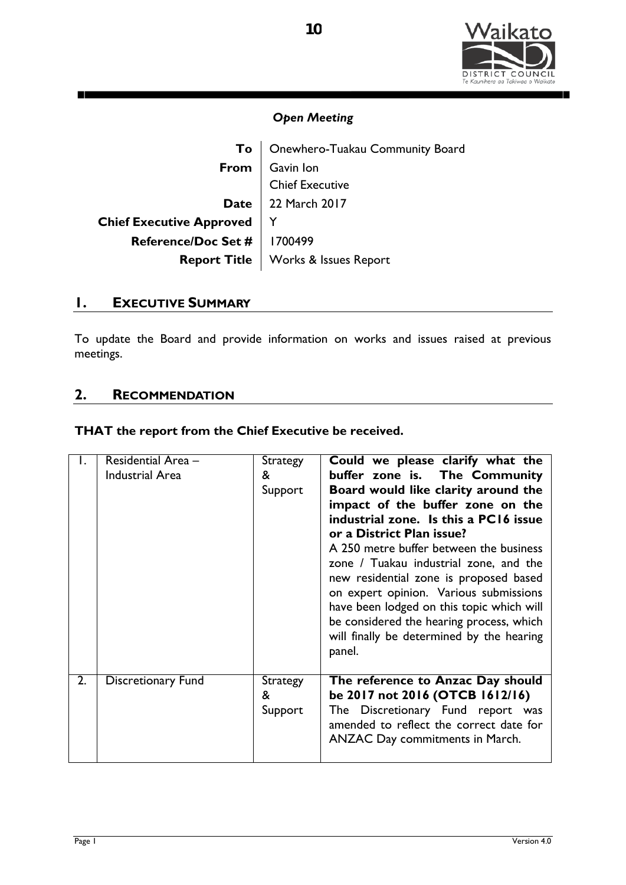*Open Meeting*

| | |
|---|---|
| **To** | Onewhero-Tuakau Community Board |
| **From** | Gavin Ion<br>Chief Executive |
| **Date** | 22 March 2017 |
| **Chief Executive Approved** | Y |
| **Reference/Doc Set #** | 1700499 |
| **Report Title** | Works & Issues Report |

## 1. EXECUTIVE SUMMARY

To update the Board and provide information on works and issues raised at previous meetings.

## 2. RECOMMENDATION

**THAT the report from the Chief Executive be received.**

| | | | |
|---|---|---|---|
| 1. | Residential Area – Industrial Area | Strategy & Support | **Could we please clarify what the buffer zone is. The Community Board would like clarity around the impact of the buffer zone on the industrial zone. Is this a PC16 issue or a District Plan issue?**<br>A 250 metre buffer between the business zone / Tuakau industrial zone, and the new residential zone is proposed based on expert opinion. Various submissions have been lodged on this topic which will be considered the hearing process, which will finally be determined by the hearing panel. |
| 2. | Discretionary Fund | Strategy & Support | **The reference to Anzac Day should be 2017 not 2016 (OTCB 1612/16)**<br>The Discretionary Fund report was amended to reflect the correct date for ANZAC Day commitments in March. |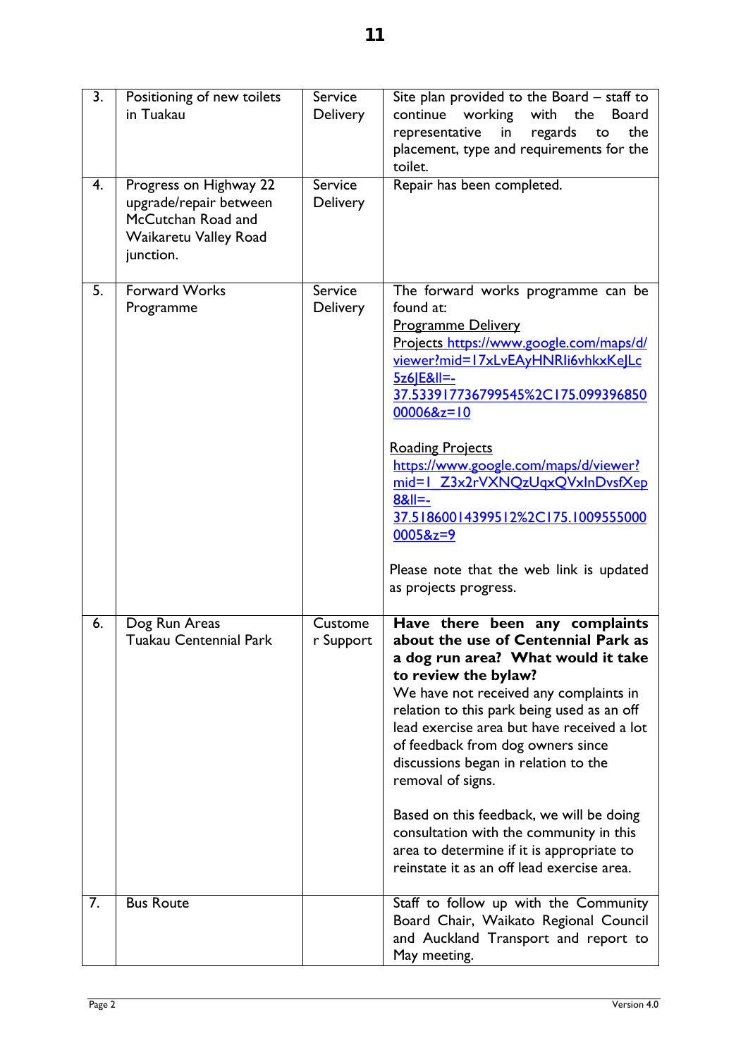| 3. | Positioning of new toilets in Tuakau | Service Delivery | Site plan provided to the Board – staff to continue working with the Board representative in regards to the placement, type and requirements for the toilet. |
|---|---|---|---|
| 4. | Progress on Highway 22 upgrade/repair between McCutchan Road and Waikaretu Valley Road junction. | Service Delivery | Repair has been completed. |
| 5. | Forward Works Programme | Service Delivery | The forward works programme can be found at:<br>Programme Delivery<br>Projects https://www.google.com/maps/d/viewer?mid=17xLvEAyHNRIi6vhkxKeJLc5z6JE&ll=-37.53391773679954 5%2C175.09939685000006&z=10<br><br>Roading Projects<br>https://www.google.com/maps/d/viewer?mid=1_Z3x2rVXNQzUqxQVxInDvsfXep8&ll=-37.51860014399512%2C175.10095550000005&z=9<br><br>Please note that the web link is updated as projects progress. |
| 6. | Dog Run Areas Tuakau Centennial Park | Customer Support | **Have there been any complaints about the use of Centennial Park as a dog run area? What would it take to review the bylaw?**<br>We have not received any complaints in relation to this park being used as an off lead exercise area but have received a lot of feedback from dog owners since discussions began in relation to the removal of signs.<br><br>Based on this feedback, we will be doing consultation with the community in this area to determine if it is appropriate to reinstate it as an off lead exercise area. |
| 7. | Bus Route | | Staff to follow up with the Community Board Chair, Waikato Regional Council and Auckland Transport and report to May meeting. |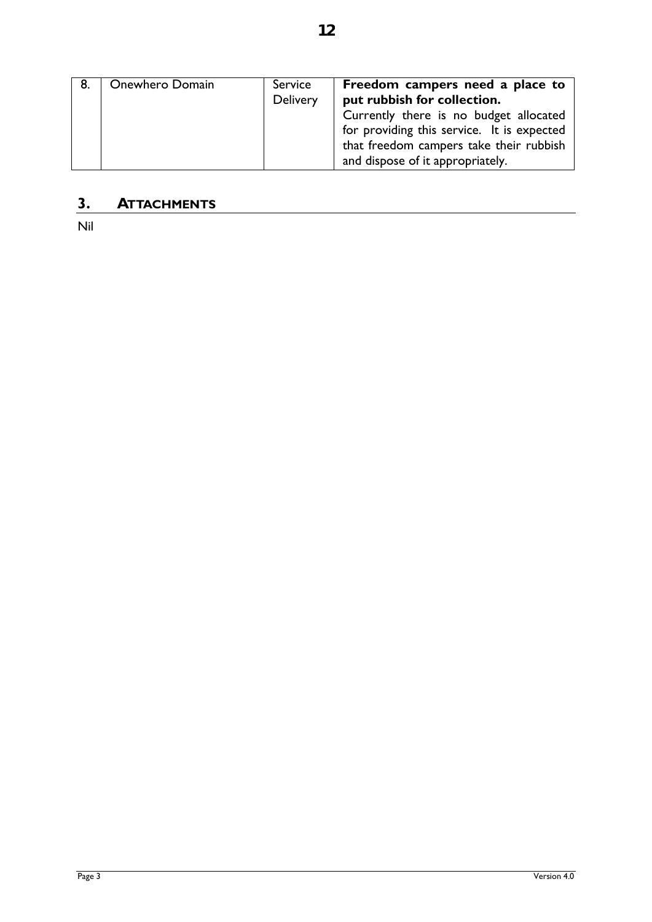| 8. | Onewhero Domain | Service Delivery | **Freedom campers need a place to put rubbish for collection.** Currently there is no budget allocated for providing this service. It is expected that freedom campers take their rubbish and dispose of it appropriately. |
|---|---|---|---|

## 3. ATTACHMENTS

Nil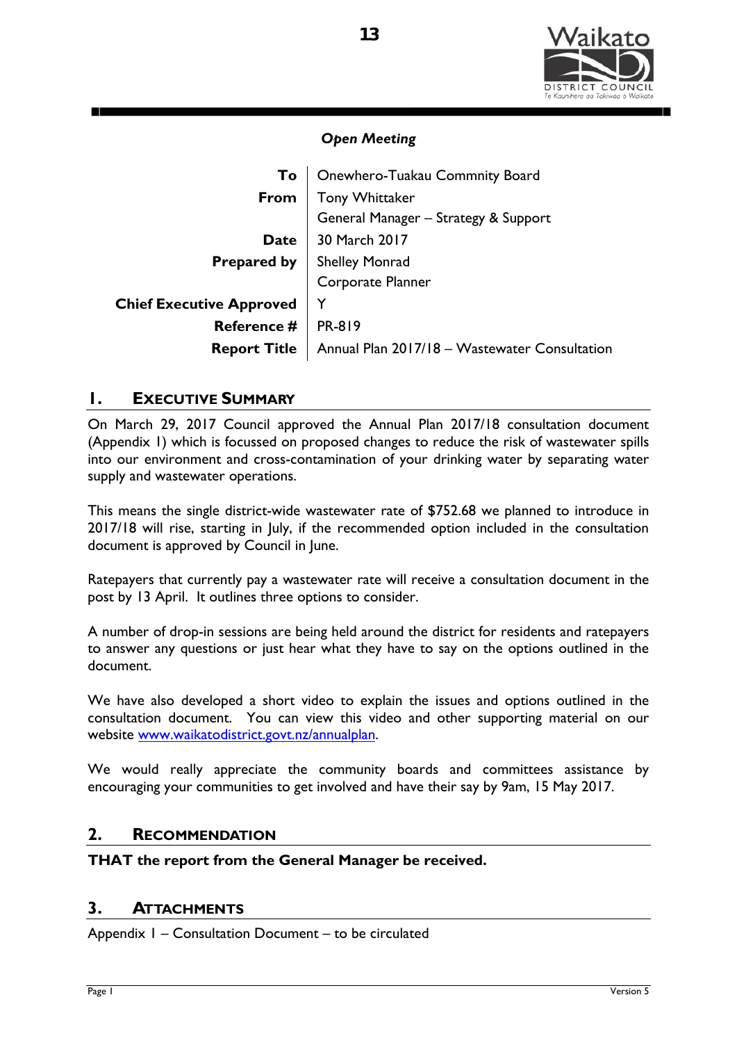*Open Meeting*

| | |
|---|---|
| **To** | Onewhero-Tuakau Commnity Board |
| **From** | Tony Whittaker<br>General Manager – Strategy & Support |
| **Date** | 30 March 2017 |
| **Prepared by** | Shelley Monrad<br>Corporate Planner |
| **Chief Executive Approved** | Y |
| **Reference #** | PR-819 |
| **Report Title** | Annual Plan 2017/18 – Wastewater Consultation |

## 1. EXECUTIVE SUMMARY

On March 29, 2017 Council approved the Annual Plan 2017/18 consultation document (Appendix 1) which is focussed on proposed changes to reduce the risk of wastewater spills into our environment and cross-contamination of your drinking water by separating water supply and wastewater operations.

This means the single district-wide wastewater rate of $752.68 we planned to introduce in 2017/18 will rise, starting in July, if the recommended option included in the consultation document is approved by Council in June.

Ratepayers that currently pay a wastewater rate will receive a consultation document in the post by 13 April. It outlines three options to consider.

A number of drop-in sessions are being held around the district for residents and ratepayers to answer any questions or just hear what they have to say on the options outlined in the document.

We have also developed a short video to explain the issues and options outlined in the consultation document. You can view this video and other supporting material on our website www.waikatodistrict.govt.nz/annualplan.

We would really appreciate the community boards and committees assistance by encouraging your communities to get involved and have their say by 9am, 15 May 2017.

## 2. RECOMMENDATION

**THAT the report from the General Manager be received.**

## 3. ATTACHMENTS

Appendix 1 – Consultation Document – to be circulated